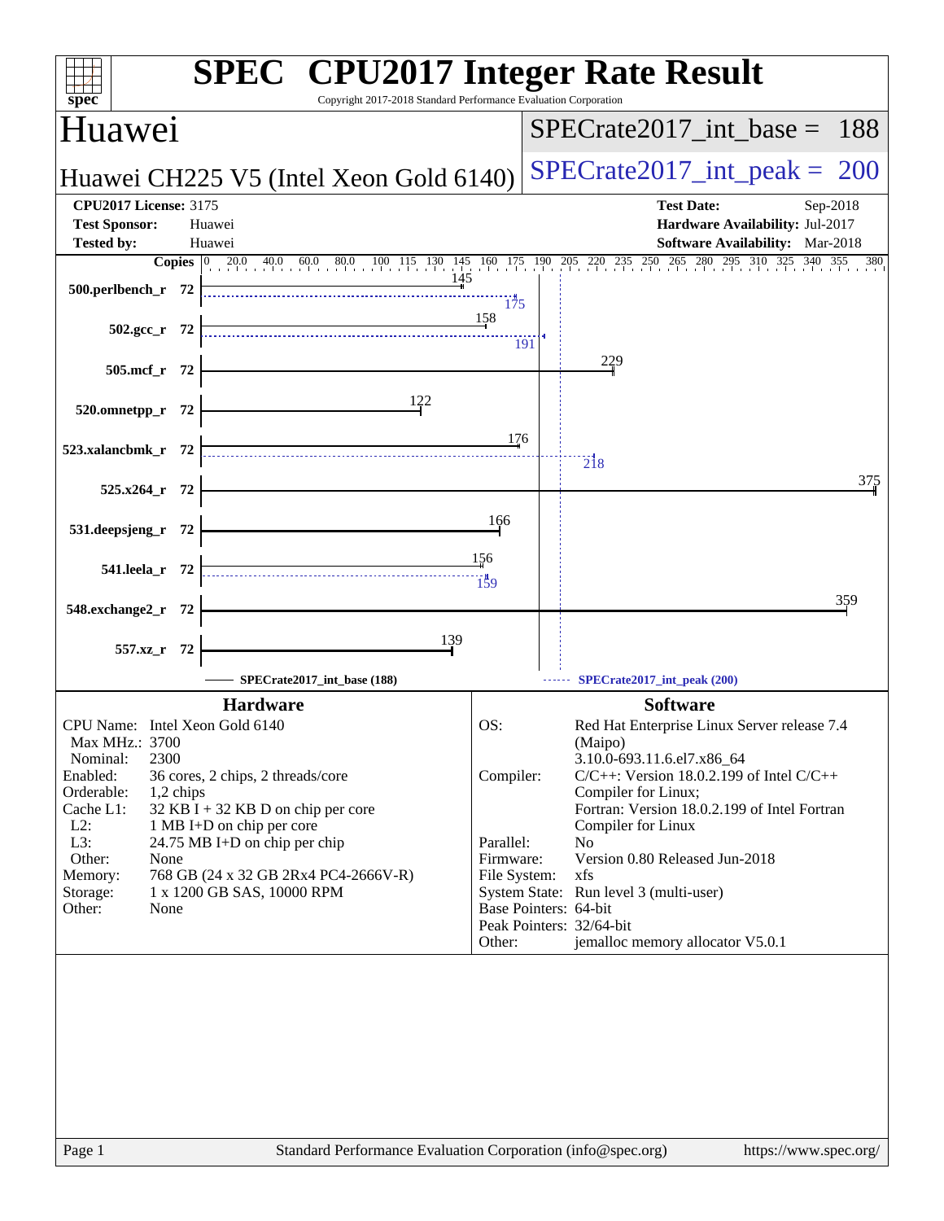# SPEC CPU2017 Integer Rate Result

Copyright 2017-2018 Standard Performance Evaluation Corporation

## Huawei

**Huawei CH225 V5 (Intel Xeon Gold 6140)**

SPECrate2017_int_base = 188

SPECrate2017_int_peak = 200

| | | | |
|---|---|---|---|
| **CPU2017 License:** | 3175 | **Test Date:** | Sep-2018 |
| **Test Sponsor:** | Huawei | **Hardware Availability:** | Jul-2017 |
| **Tested by:** | Huawei | **Software Availability:** | Mar-2018 |

| Benchmark | Copies | Base | Peak |
|---|---|---|---|
| 500.perlbench_r | 72 | 145 | 175 |
| 502.gcc_r | 72 | 158 | 191 |
| 505.mcf_r | 72 | 229 | |
| 520.omnetpp_r | 72 | 122 | |
| 523.xalancbmk_r | 72 | 176 | 218 |
| 525.x264_r | 72 | 375 | |
| 531.deepsjeng_r | 72 | 166 | |
| 541.leela_r | 72 | 156 | 159 |
| 548.exchange2_r | 72 | 359 | |
| 557.xz_r | 72 | 139 | |

SPECrate2017_int_base (188) — SPECrate2017_int_peak (200)

### Hardware

| | |
|---|---|
| CPU Name: | Intel Xeon Gold 6140 |
| Max MHz.: | 3700 |
| Nominal: | 2300 |
| Enabled: | 36 cores, 2 chips, 2 threads/core |
| Orderable: | 1,2 chips |
| Cache L1: | 32 KB I + 32 KB D on chip per core |
| L2: | 1 MB I+D on chip per core |
| L3: | 24.75 MB I+D on chip per chip |
| Other: | None |
| Memory: | 768 GB (24 x 32 GB 2Rx4 PC4-2666V-R) |
| Storage: | 1 x 1200 GB SAS, 10000 RPM |
| Other: | None |

### Software

| | |
|---|---|
| OS: | Red Hat Enterprise Linux Server release 7.4 (Maipo) 3.10.0-693.11.6.el7.x86_64 |
| Compiler: | C/C++: Version 18.0.2.199 of Intel C/C++ Compiler for Linux; Fortran: Version 18.0.2.199 of Intel Fortran Compiler for Linux |
| Parallel: | No |
| Firmware: | Version 0.80 Released Jun-2018 |
| File System: | xfs |
| System State: | Run level 3 (multi-user) |
| Base Pointers: | 64-bit |
| Peak Pointers: | 32/64-bit |
| Other: | jemalloc memory allocator V5.0.1 |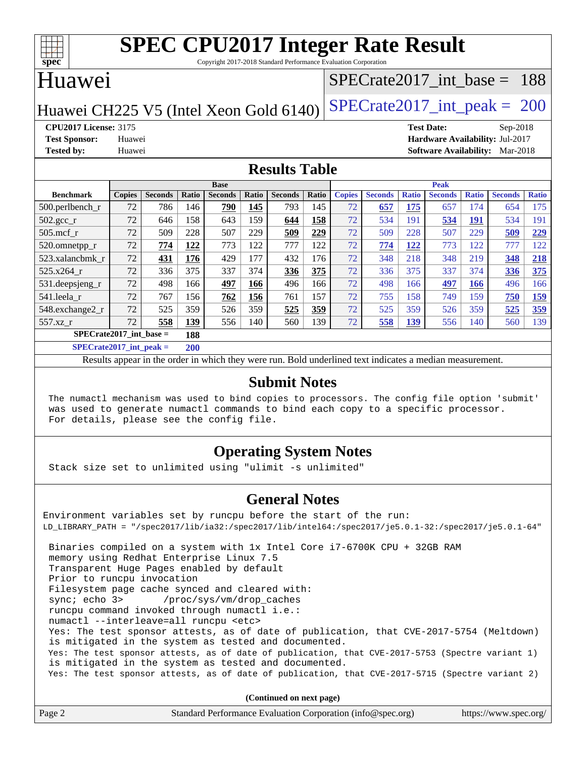# SPEC CPU2017 Integer Rate Result

Copyright 2017-2018 Standard Performance Evaluation Corporation

## Huawei

Huawei CH225 V5 (Intel Xeon Gold 6140)

SPECrate2017_int_base = 188

SPECrate2017_int_peak = 200

**CPU2017 License:** 3175
**Test Sponsor:** Huawei
**Tested by:** Huawei

**Test Date:** Sep-2018
**Hardware Availability:** Jul-2017
**Software Availability:** Mar-2018

## Results Table

| Benchmark | Base | | | | | | | Peak | | | | | | |
|---|---|---|---|---|---|---|---|---|---|---|---|---|---|---|
| | Copies | Seconds | Ratio | Seconds | Ratio | Seconds | Ratio | Copies | Seconds | Ratio | Seconds | Ratio | Seconds | Ratio |
| 500.perlbench_r | 72 | 786 | 146 | **790** | **145** | 793 | 145 | 72 | **657** | **175** | 657 | 174 | 654 | 175 |
| 502.gcc_r | 72 | 646 | 158 | 643 | 159 | **644** | **158** | 72 | 534 | 191 | **534** | **191** | 534 | 191 |
| 505.mcf_r | 72 | 509 | 228 | 507 | 229 | **509** | **229** | 72 | 509 | 228 | 507 | 229 | **509** | **229** |
| 520.omnetpp_r | 72 | **774** | **122** | 773 | 122 | 777 | 122 | 72 | **774** | **122** | 773 | 122 | 777 | 122 |
| 523.xalancbmk_r | 72 | **431** | **176** | 429 | 177 | 432 | 176 | 72 | 348 | 218 | 348 | 219 | **348** | **218** |
| 525.x264_r | 72 | 336 | 375 | 337 | 374 | **336** | **375** | 72 | 336 | 375 | 337 | 374 | **336** | **375** |
| 531.deepsjeng_r | 72 | 498 | 166 | **497** | **166** | 496 | 166 | 72 | 498 | 166 | **497** | **166** | 496 | 166 |
| 541.leela_r | 72 | 767 | 156 | **762** | **156** | 761 | 157 | 72 | 755 | 158 | 749 | 159 | **750** | **159** |
| 548.exchange2_r | 72 | 525 | 359 | 526 | 359 | **525** | **359** | 72 | 525 | 359 | 526 | 359 | **525** | **359** |
| 557.xz_r | 72 | **558** | **139** | 556 | 140 | 560 | 139 | 72 | **558** | **139** | 556 | 140 | 560 | 139 |

**SPECrate2017_int_base = 188**

**SPECrate2017_int_peak = 200**

Results appear in the order in which they were run. Bold underlined text indicates a median measurement.

## Submit Notes

The numactl mechanism was used to bind copies to processors. The config file option 'submit' was used to generate numactl commands to bind each copy to a specific processor. For details, please see the config file.

## Operating System Notes

Stack size set to unlimited using "ulimit -s unlimited"

## General Notes

```
Environment variables set by runcpu before the start of the run:
LD_LIBRARY_PATH = "/spec2017/lib/ia32:/spec2017/lib/intel64:/spec2017/je5.0.1-32:/spec2017/je5.0.1-64"

 Binaries compiled on a system with 1x Intel Core i7-6700K CPU + 32GB RAM
 memory using Redhat Enterprise Linux 7.5
 Transparent Huge Pages enabled by default
 Prior to runcpu invocation
 Filesystem page cache synced and cleared with:
 sync; echo 3>       /proc/sys/vm/drop_caches
 runcpu command invoked through numactl i.e.:
 numactl --interleave=all runcpu <etc>
 Yes: The test sponsor attests, as of date of publication, that CVE-2017-5754 (Meltdown)
 is mitigated in the system as tested and documented.
 Yes: The test sponsor attests, as of date of publication, that CVE-2017-5753 (Spectre variant 1)
 is mitigated in the system as tested and documented.
 Yes: The test sponsor attests, as of date of publication, that CVE-2017-5715 (Spectre variant 2)
```

**(Continued on next page)**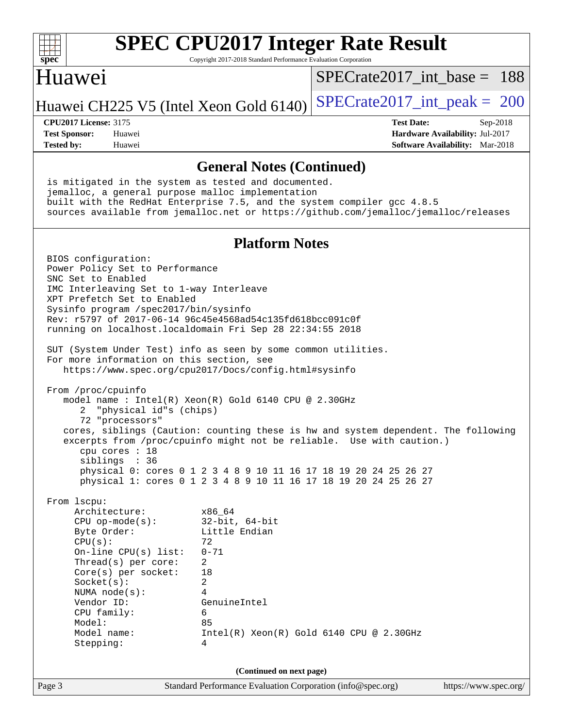# SPEC CPU2017 Integer Rate Result

Copyright 2017-2018 Standard Performance Evaluation Corporation

## Huawei

Huawei CH225 V5 (Intel Xeon Gold 6140)

SPECrate2017_int_base = 188

SPECrate2017_int_peak = 200

**CPU2017 License:** 3175
**Test Sponsor:** Huawei
**Tested by:** Huawei

**Test Date:** Sep-2018
**Hardware Availability:** Jul-2017
**Software Availability:** Mar-2018

### General Notes (Continued)

```
is mitigated in the system as tested and documented.
jemalloc, a general purpose malloc implementation
built with the RedHat Enterprise 7.5, and the system compiler gcc 4.8.5
sources available from jemalloc.net or https://github.com/jemalloc/jemalloc/releases
```

### Platform Notes

```
BIOS configuration:
Power Policy Set to Performance
SNC Set to Enabled
IMC Interleaving Set to 1-way Interleave
XPT Prefetch Set to Enabled
Sysinfo program /spec2017/bin/sysinfo
Rev: r5797 of 2017-06-14 96c45e4568ad54c135fd618bcc091c0f
running on localhost.localdomain Fri Sep 28 22:34:55 2018

SUT (System Under Test) info as seen by some common utilities.
For more information on this section, see
   https://www.spec.org/cpu2017/Docs/config.html#sysinfo

From /proc/cpuinfo
   model name : Intel(R) Xeon(R) Gold 6140 CPU @ 2.30GHz
      2  "physical id"s (chips)
      72 "processors"
   cores, siblings (Caution: counting these is hw and system dependent. The following
   excerpts from /proc/cpuinfo might not be reliable.  Use with caution.)
      cpu cores : 18
      siblings  : 36
      physical 0: cores 0 1 2 3 4 8 9 10 11 16 17 18 19 20 24 25 26 27
      physical 1: cores 0 1 2 3 4 8 9 10 11 16 17 18 19 20 24 25 26 27

From lscpu:
     Architecture:          x86_64
     CPU op-mode(s):        32-bit, 64-bit
     Byte Order:            Little Endian
     CPU(s):                72
     On-line CPU(s) list:   0-71
     Thread(s) per core:    2
     Core(s) per socket:    18
     Socket(s):             2
     NUMA node(s):          4
     Vendor ID:             GenuineIntel
     CPU family:            6
     Model:                 85
     Model name:            Intel(R) Xeon(R) Gold 6140 CPU @ 2.30GHz
     Stepping:              4
```

(Continued on next page)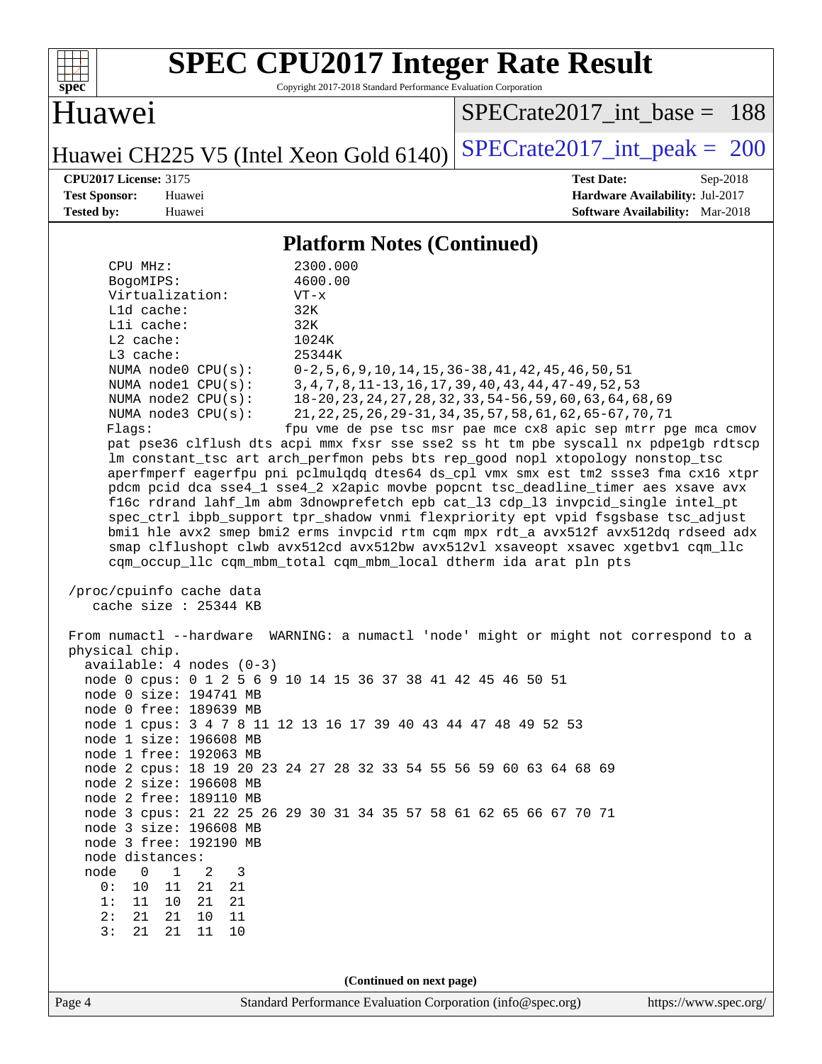# SPEC CPU2017 Integer Rate Result

Copyright 2017-2018 Standard Performance Evaluation Corporation

## Huawei

Huawei CH225 V5 (Intel Xeon Gold 6140)

SPECrate2017_int_base = 188

SPECrate2017_int_peak = 200

**CPU2017 License:** 3175
**Test Sponsor:** Huawei
**Tested by:** Huawei

**Test Date:** Sep-2018
**Hardware Availability:** Jul-2017
**Software Availability:** Mar-2018

### Platform Notes (Continued)

```
    CPU MHz:               2300.000
    BogoMIPS:              4600.00
    Virtualization:        VT-x
    L1d cache:             32K
    L1i cache:             32K
    L2 cache:              1024K
    L3 cache:              25344K
    NUMA node0 CPU(s):     0-2,5,6,9,10,14,15,36-38,41,42,45,46,50,51
    NUMA node1 CPU(s):     3,4,7,8,11-13,16,17,39,40,43,44,47-49,52,53
    NUMA node2 CPU(s):     18-20,23,24,27,28,32,33,54-56,59,60,63,64,68,69
    NUMA node3 CPU(s):     21,22,25,26,29-31,34,35,57,58,61,62,65-67,70,71
    Flags:                 fpu vme de pse tsc msr pae mce cx8 apic sep mtrr pge mca cmov
    pat pse36 clflush dts acpi mmx fxsr sse sse2 ss ht tm pbe syscall nx pdpe1gb rdtscp
    lm constant_tsc art arch_perfmon pebs bts rep_good nopl xtopology nonstop_tsc
    aperfmperf eagerfpu pni pclmulqdq dtes64 ds_cpl vmx smx est tm2 ssse3 fma cx16 xtpr
    pdcm pcid dca sse4_1 sse4_2 x2apic movbe popcnt tsc_deadline_timer aes xsave avx
    f16c rdrand lahf_lm abm 3dnowprefetch epb cat_l3 cdp_l3 invpcid_single intel_pt
    spec_ctrl ibpb_support tpr_shadow vnmi flexpriority ept vpid fsgsbase tsc_adjust
    bmi1 hle avx2 smep bmi2 erms invpcid rtm cqm mpx rdt_a avx512f avx512dq rdseed adx
    smap clflushopt clwb avx512cd avx512bw avx512vl xsaveopt xsavec xgetbv1 cqm_llc
    cqm_occup_llc cqm_mbm_total cqm_mbm_local dtherm ida arat pln pts

 /proc/cpuinfo cache data
    cache size : 25344 KB

 From numactl --hardware  WARNING: a numactl 'node' might or might not correspond to a
 physical chip.
   available: 4 nodes (0-3)
   node 0 cpus: 0 1 2 5 6 9 10 14 15 36 37 38 41 42 45 46 50 51
   node 0 size: 194741 MB
   node 0 free: 189639 MB
   node 1 cpus: 3 4 7 8 11 12 13 16 17 39 40 43 44 47 48 49 52 53
   node 1 size: 196608 MB
   node 1 free: 192063 MB
   node 2 cpus: 18 19 20 23 24 27 28 32 33 54 55 56 59 60 63 64 68 69
   node 2 size: 196608 MB
   node 2 free: 189110 MB
   node 3 cpus: 21 22 25 26 29 30 31 34 35 57 58 61 62 65 66 67 70 71
   node 3 size: 196608 MB
   node 3 free: 192190 MB
   node distances:
   node   0   1   2   3
     0:  10  11  21  21
     1:  11  10  21  21
     2:  21  21  10  11
     3:  21  21  11  10
```

(Continued on next page)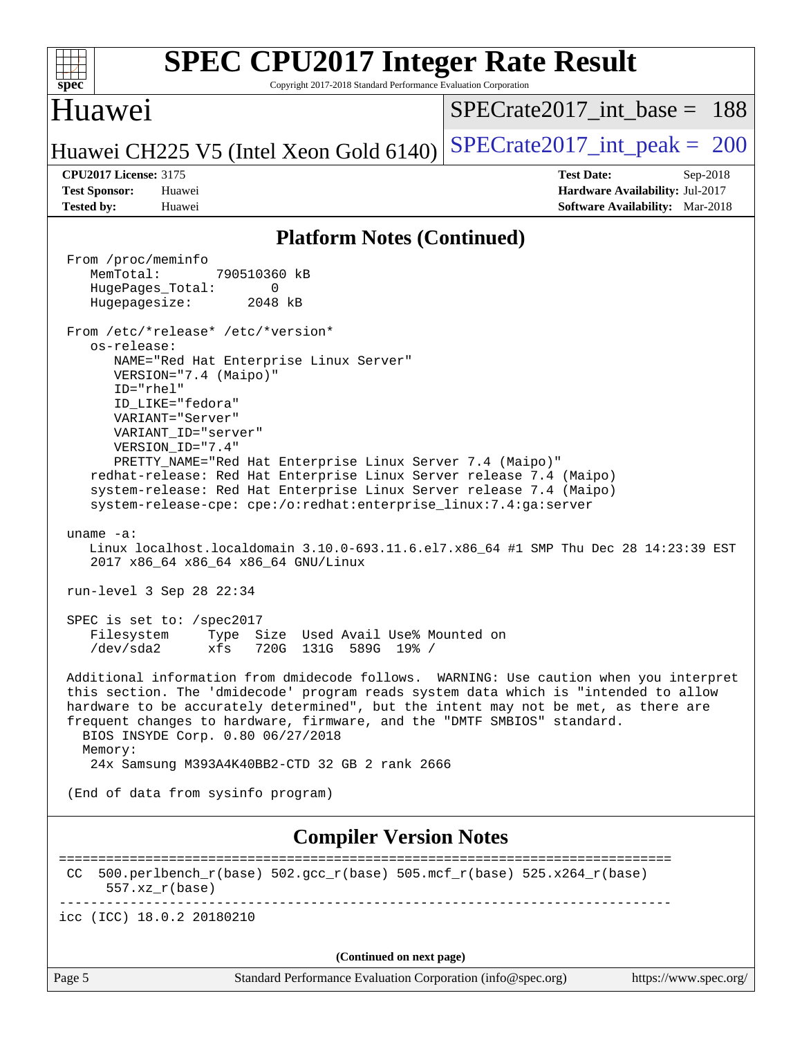## Platform Notes (Continued)

```
From /proc/meminfo
   MemTotal:       790510360 kB
   HugePages_Total:       0
   Hugepagesize:       2048 kB

From /etc/*release* /etc/*version*
   os-release:
      NAME="Red Hat Enterprise Linux Server"
      VERSION="7.4 (Maipo)"
      ID="rhel"
      ID_LIKE="fedora"
      VARIANT="Server"
      VARIANT_ID="server"
      VERSION_ID="7.4"
      PRETTY_NAME="Red Hat Enterprise Linux Server 7.4 (Maipo)"
   redhat-release: Red Hat Enterprise Linux Server release 7.4 (Maipo)
   system-release: Red Hat Enterprise Linux Server release 7.4 (Maipo)
   system-release-cpe: cpe:/o:redhat:enterprise_linux:7.4:ga:server

uname -a:
   Linux localhost.localdomain 3.10.0-693.11.6.el7.x86_64 #1 SMP Thu Dec 28 14:23:39 EST
   2017 x86_64 x86_64 x86_64 GNU/Linux

run-level 3 Sep 28 22:34

SPEC is set to: /spec2017
   Filesystem     Type  Size  Used Avail Use% Mounted on
   /dev/sda2      xfs   720G  131G  589G  19% /

Additional information from dmidecode follows.  WARNING: Use caution when you interpret
this section. The 'dmidecode' program reads system data which is "intended to allow
hardware to be accurately determined", but the intent may not be met, as there are
frequent changes to hardware, firmware, and the "DMTF SMBIOS" standard.
  BIOS INSYDE Corp. 0.80 06/27/2018
  Memory:
   24x Samsung M393A4K40BB2-CTD 32 GB 2 rank 2666

(End of data from sysinfo program)
```

## Compiler Version Notes

```
==============================================================================
 CC  500.perlbench_r(base) 502.gcc_r(base) 505.mcf_r(base) 525.x264_r(base)
      557.xz_r(base)
------------------------------------------------------------------------------
icc (ICC) 18.0.2 20180210
```

(Continued on next page)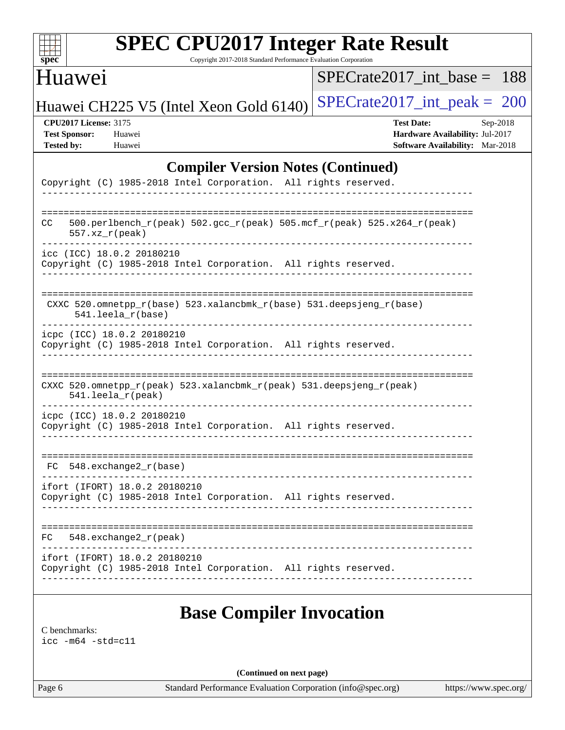## Compiler Version Notes (Continued)

```
Copyright (C) 1985-2018 Intel Corporation.  All rights reserved.
------------------------------------------------------------------------------

==============================================================================
CC   500.perlbench_r(peak) 502.gcc_r(peak) 505.mcf_r(peak) 525.x264_r(peak)
     557.xz_r(peak)
------------------------------------------------------------------------------
icc (ICC) 18.0.2 20180210
Copyright (C) 1985-2018 Intel Corporation.  All rights reserved.
------------------------------------------------------------------------------

==============================================================================
 CXXC 520.omnetpp_r(base) 523.xalancbmk_r(base) 531.deepsjeng_r(base)
      541.leela_r(base)
------------------------------------------------------------------------------
icpc (ICC) 18.0.2 20180210
Copyright (C) 1985-2018 Intel Corporation.  All rights reserved.
------------------------------------------------------------------------------

==============================================================================
CXXC 520.omnetpp_r(peak) 523.xalancbmk_r(peak) 531.deepsjeng_r(peak)
     541.leela_r(peak)
------------------------------------------------------------------------------
icpc (ICC) 18.0.2 20180210
Copyright (C) 1985-2018 Intel Corporation.  All rights reserved.
------------------------------------------------------------------------------

==============================================================================
 FC  548.exchange2_r(base)
------------------------------------------------------------------------------
ifort (IFORT) 18.0.2 20180210
Copyright (C) 1985-2018 Intel Corporation.  All rights reserved.
------------------------------------------------------------------------------

==============================================================================
FC   548.exchange2_r(peak)
------------------------------------------------------------------------------
ifort (IFORT) 18.0.2 20180210
Copyright (C) 1985-2018 Intel Corporation.  All rights reserved.
------------------------------------------------------------------------------
```

## Base Compiler Invocation

C benchmarks:
icc -m64 -std=c11

(Continued on next page)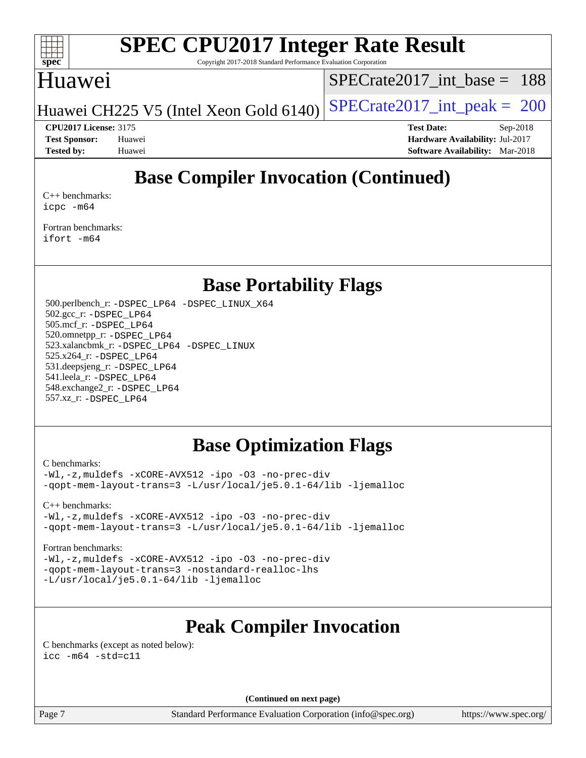## Base Compiler Invocation (Continued)

C++ benchmarks:
```
icpc -m64
```

Fortran benchmarks:
```
ifort -m64
```

## Base Portability Flags

500.perlbench_r: `-DSPEC_LP64 -DSPEC_LINUX_X64`
502.gcc_r: `-DSPEC_LP64`
505.mcf_r: `-DSPEC_LP64`
520.omnetpp_r: `-DSPEC_LP64`
523.xalancbmk_r: `-DSPEC_LP64 -DSPEC_LINUX`
525.x264_r: `-DSPEC_LP64`
531.deepsjeng_r: `-DSPEC_LP64`
541.leela_r: `-DSPEC_LP64`
548.exchange2_r: `-DSPEC_LP64`
557.xz_r: `-DSPEC_LP64`

## Base Optimization Flags

C benchmarks:
```
-Wl,-z,muldefs -xCORE-AVX512 -ipo -O3 -no-prec-div
-qopt-mem-layout-trans=3 -L/usr/local/je5.0.1-64/lib -ljemalloc
```

C++ benchmarks:
```
-Wl,-z,muldefs -xCORE-AVX512 -ipo -O3 -no-prec-div
-qopt-mem-layout-trans=3 -L/usr/local/je5.0.1-64/lib -ljemalloc
```

Fortran benchmarks:
```
-Wl,-z,muldefs -xCORE-AVX512 -ipo -O3 -no-prec-div
-qopt-mem-layout-trans=3 -nostandard-realloc-lhs
-L/usr/local/je5.0.1-64/lib -ljemalloc
```

## Peak Compiler Invocation

C benchmarks (except as noted below):
```
icc -m64 -std=c11
```

**(Continued on next page)**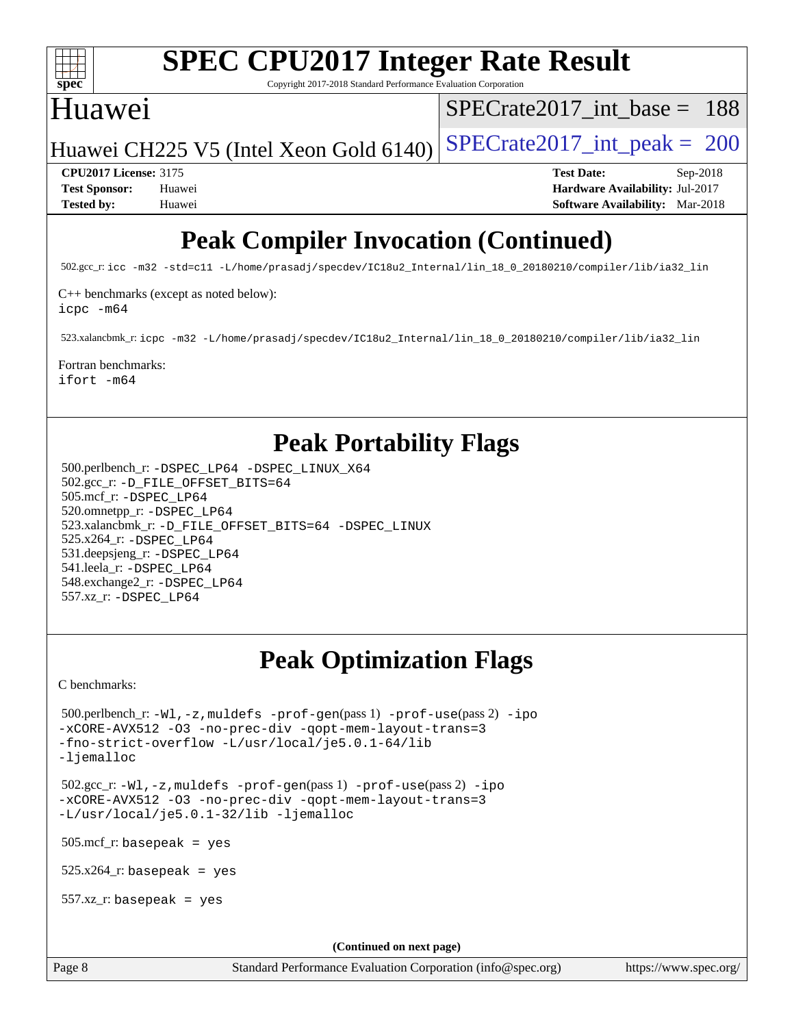# Peak Compiler Invocation (Continued)

502.gcc_r: `icc -m32 -std=c11 -L/home/prasadj/specdev/IC18u2_Internal/lin_18_0_20180210/compiler/lib/ia32_lin`

C++ benchmarks (except as noted below):
`icpc -m64`

523.xalancbmk_r: `icpc -m32 -L/home/prasadj/specdev/IC18u2_Internal/lin_18_0_20180210/compiler/lib/ia32_lin`

Fortran benchmarks:
`ifort -m64`

# Peak Portability Flags

500.perlbench_r: `-DSPEC_LP64 -DSPEC_LINUX_X64`
502.gcc_r: `-D_FILE_OFFSET_BITS=64`
505.mcf_r: `-DSPEC_LP64`
520.omnetpp_r: `-DSPEC_LP64`
523.xalancbmk_r: `-D_FILE_OFFSET_BITS=64 -DSPEC_LINUX`
525.x264_r: `-DSPEC_LP64`
531.deepsjeng_r: `-DSPEC_LP64`
541.leela_r: `-DSPEC_LP64`
548.exchange2_r: `-DSPEC_LP64`
557.xz_r: `-DSPEC_LP64`

# Peak Optimization Flags

C benchmarks:

500.perlbench_r: `-Wl,-z,muldefs -prof-gen`(pass 1) `-prof-use`(pass 2) `-ipo -xCORE-AVX512 -O3 -no-prec-div -qopt-mem-layout-trans=3 -fno-strict-overflow -L/usr/local/je5.0.1-64/lib -ljemalloc`

502.gcc_r: `-Wl,-z,muldefs -prof-gen`(pass 1) `-prof-use`(pass 2) `-ipo -xCORE-AVX512 -O3 -no-prec-div -qopt-mem-layout-trans=3 -L/usr/local/je5.0.1-32/lib -ljemalloc`

505.mcf_r: `basepeak = yes`

525.x264_r: `basepeak = yes`

557.xz_r: `basepeak = yes`

**(Continued on next page)**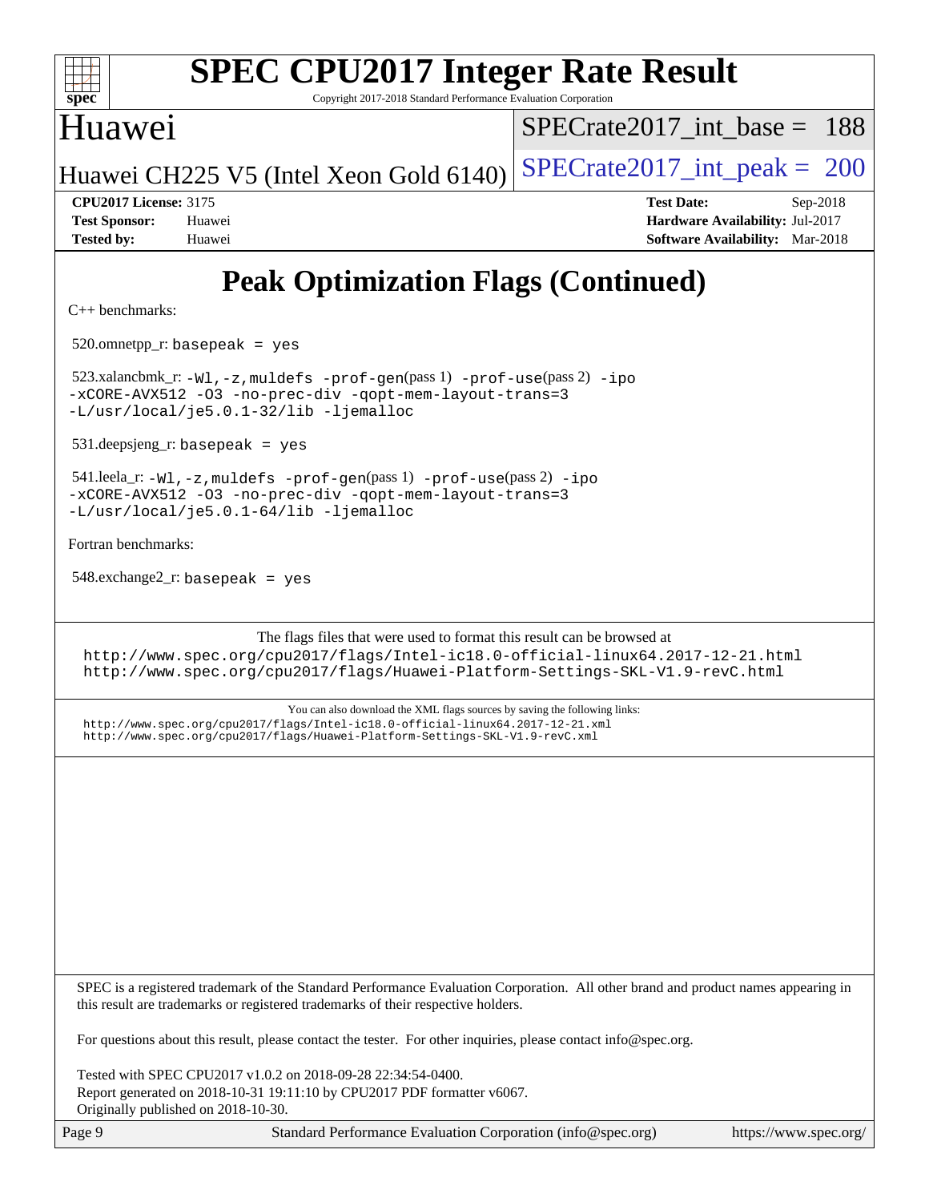# Peak Optimization Flags (Continued)

C++ benchmarks:

520.omnetpp_r: `basepeak = yes`

523.xalancbmk_r: `-Wl,-z,muldefs -prof-gen`(pass 1) `-prof-use`(pass 2) `-ipo -xCORE-AVX512 -O3 -no-prec-div -qopt-mem-layout-trans=3 -L/usr/local/je5.0.1-32/lib -ljemalloc`

531.deepsjeng_r: `basepeak = yes`

541.leela_r: `-Wl,-z,muldefs -prof-gen`(pass 1) `-prof-use`(pass 2) `-ipo -xCORE-AVX512 -O3 -no-prec-div -qopt-mem-layout-trans=3 -L/usr/local/je5.0.1-64/lib -ljemalloc`

Fortran benchmarks:

548.exchange2_r: `basepeak = yes`

The flags files that were used to format this result can be browsed at
http://www.spec.org/cpu2017/flags/Intel-ic18.0-official-linux64.2017-12-21.html
http://www.spec.org/cpu2017/flags/Huawei-Platform-Settings-SKL-V1.9-revC.html

You can also download the XML flags sources by saving the following links:
http://www.spec.org/cpu2017/flags/Intel-ic18.0-official-linux64.2017-12-21.xml
http://www.spec.org/cpu2017/flags/Huawei-Platform-Settings-SKL-V1.9-revC.xml

SPEC is a registered trademark of the Standard Performance Evaluation Corporation. All other brand and product names appearing in this result are trademarks or registered trademarks of their respective holders.

For questions about this result, please contact the tester. For other inquiries, please contact info@spec.org.

Tested with SPEC CPU2017 v1.0.2 on 2018-09-28 22:34:54-0400.
Report generated on 2018-10-31 19:11:10 by CPU2017 PDF formatter v6067.
Originally published on 2018-10-30.